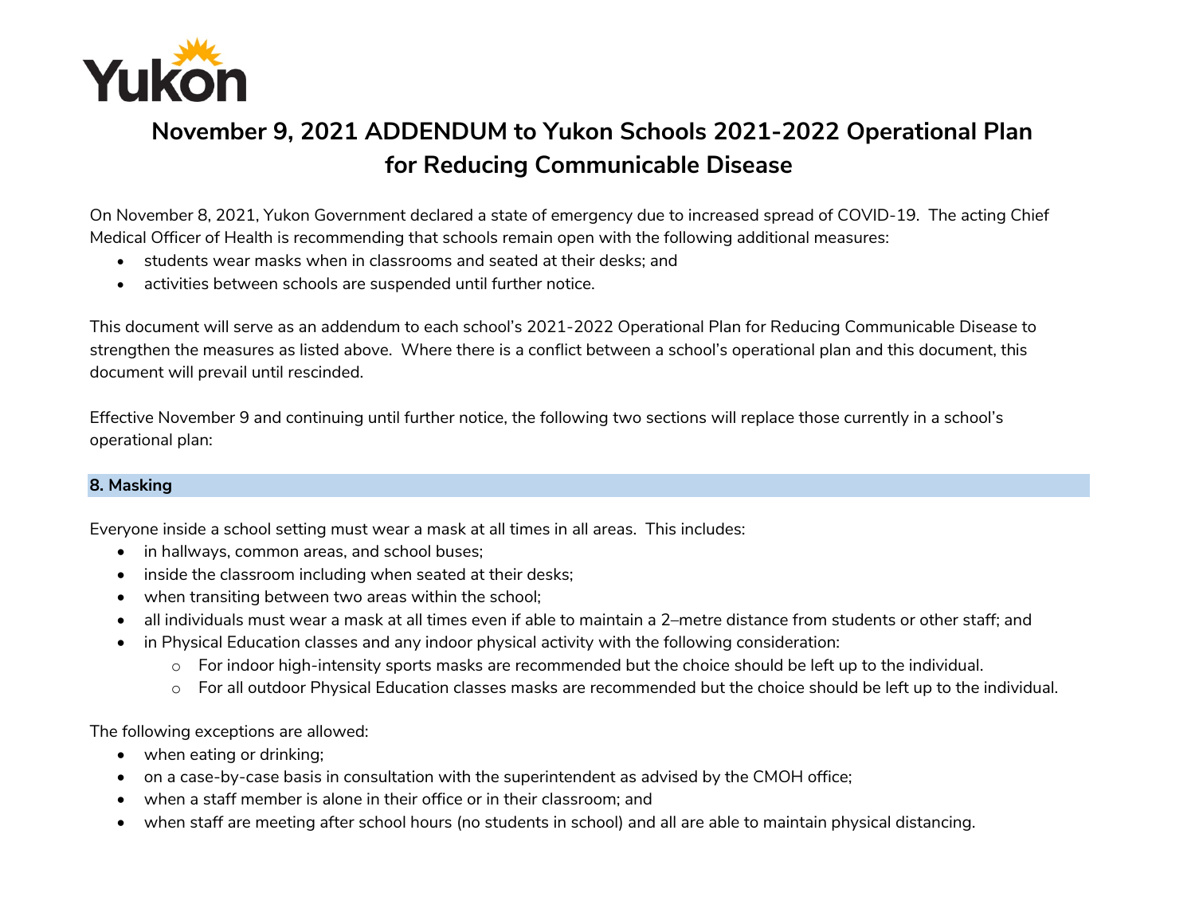Yukon

# November 9, 2021 ADDENDUM to Yukon Schools 2021-2022 Operational Plan for Reducing Communicable Disease

On November 8, 2021, Yukon Government declared a state of emergency due to increased spread of COVID-19. The acting Chief Medical Officer of Health is recommending that schools remain open with the following additional measures:

- students wear masks when in classrooms and seated at their desks; and
- activities between schools are suspended until further notice.

This document will serve as an addendum to each school's 2021-2022 Operational Plan for Reducing Communicable Disease to strengthen the measures as listed above. Where there is a conflict between a school's operational plan and this document, this document will prevail until rescinded.

Effective November 9 and continuing until further notice, the following two sections will replace those currently in a school's operational plan:

## 8. Masking

Everyone inside a school setting must wear a mask at all times in all areas. This includes:

- in hallways, common areas, and school buses;
- inside the classroom including when seated at their desks;
- when transiting between two areas within the school;
- all individuals must wear a mask at all times even if able to maintain a 2–metre distance from students or other staff; and
- in Physical Education classes and any indoor physical activity with the following consideration:
  - For indoor high-intensity sports masks are recommended but the choice should be left up to the individual.
  - For all outdoor Physical Education classes masks are recommended but the choice should be left up to the individual.

The following exceptions are allowed:

- when eating or drinking;
- on a case-by-case basis in consultation with the superintendent as advised by the CMOH office;
- when a staff member is alone in their office or in their classroom; and
- when staff are meeting after school hours (no students in school) and all are able to maintain physical distancing.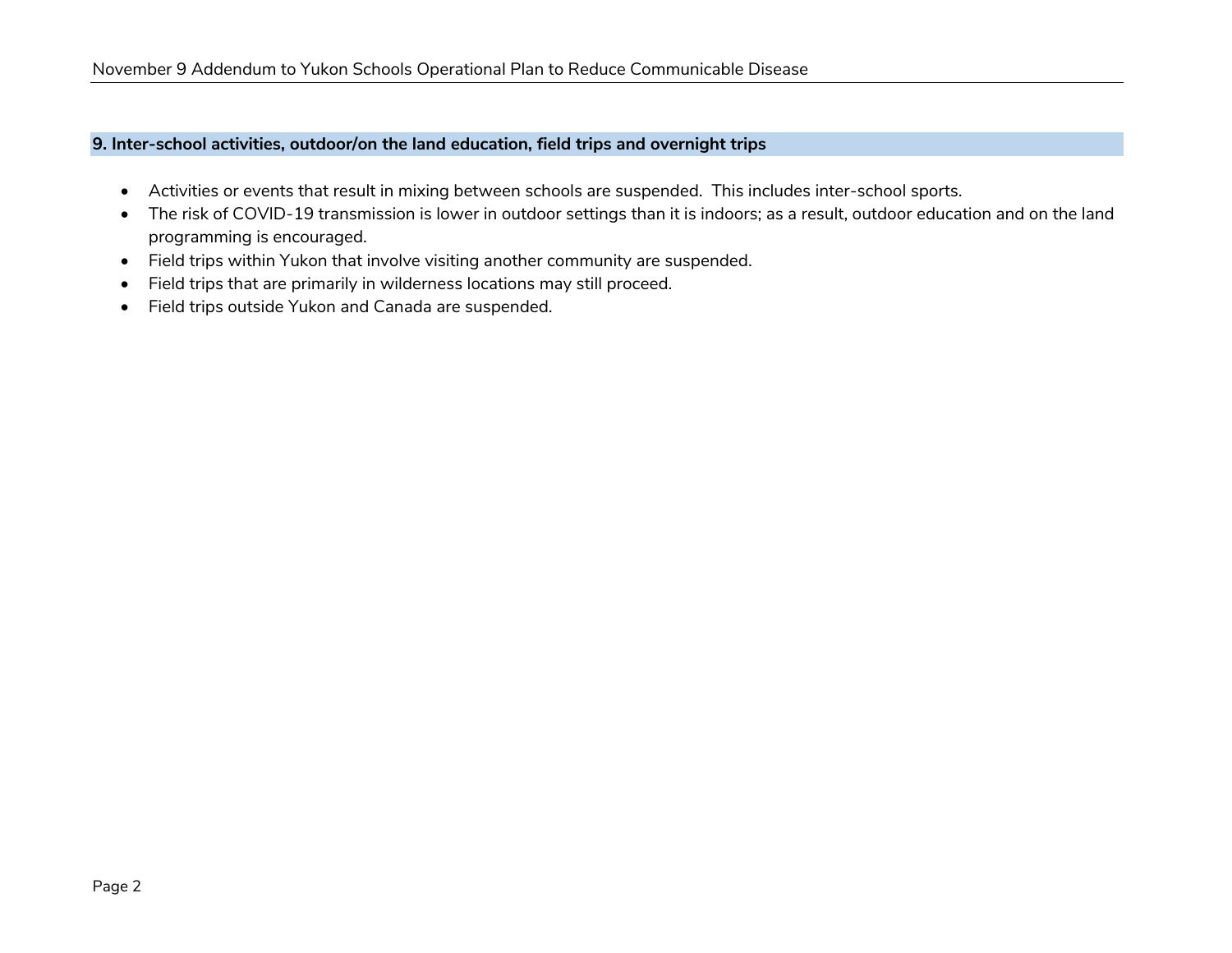## 9. Inter-school activities, outdoor/on the land education, field trips and overnight trips

- Activities or events that result in mixing between schools are suspended. This includes inter-school sports.
- The risk of COVID-19 transmission is lower in outdoor settings than it is indoors; as a result, outdoor education and on the land programming is encouraged.
- Field trips within Yukon that involve visiting another community are suspended.
- Field trips that are primarily in wilderness locations may still proceed.
- Field trips outside Yukon and Canada are suspended.